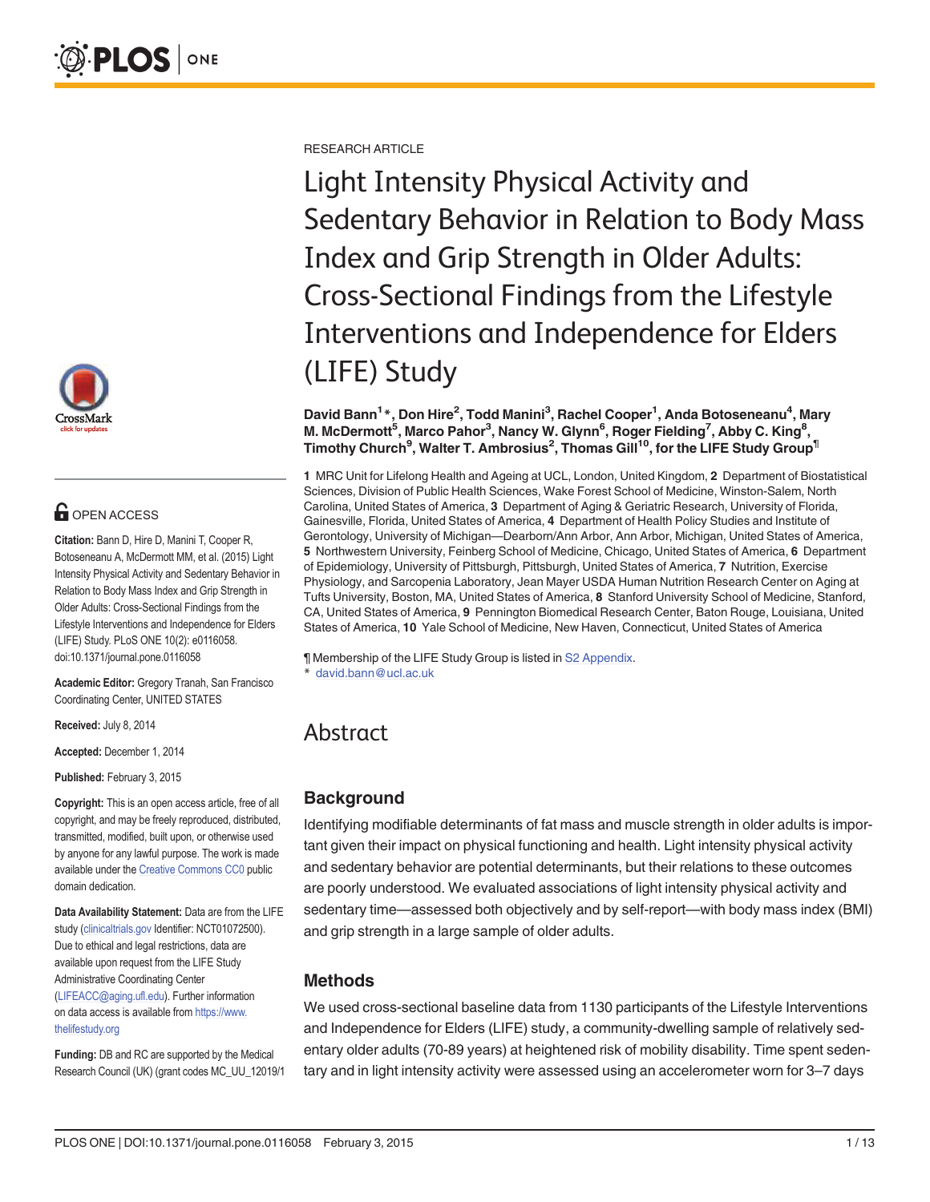RESEARCH ARTICLE

# Light Intensity Physical Activity and Sedentary Behavior in Relation to Body Mass Index and Grip Strength in Older Adults: Cross-Sectional Findings from the Lifestyle Interventions and Independence for Elders (LIFE) Study

**David Bann[1]*, Don Hire[2], Todd Manini[3], Rachel Cooper[1], Anda Botoseneanu[4], Mary M. McDermott[5], Marco Pahor[3], Nancy W. Glynn[6], Roger Fielding[7], Abby C. King[8], Timothy Church[9], Walter T. Ambrosius[2], Thomas Gill[10], for the LIFE Study Group¶**

**1** MRC Unit for Lifelong Health and Ageing at UCL, London, United Kingdom, **2** Department of Biostatistical Sciences, Division of Public Health Sciences, Wake Forest School of Medicine, Winston-Salem, North Carolina, United States of America, **3** Department of Aging & Geriatric Research, University of Florida, Gainesville, Florida, United States of America, **4** Department of Health Policy Studies and Institute of Gerontology, University of Michigan—Dearborn/Ann Arbor, Ann Arbor, Michigan, United States of America, **5** Northwestern University, Feinberg School of Medicine, Chicago, United States of America, **6** Department of Epidemiology, University of Pittsburgh, Pittsburgh, United States of America, **7** Nutrition, Exercise Physiology, and Sarcopenia Laboratory, Jean Mayer USDA Human Nutrition Research Center on Aging at Tufts University, Boston, MA, United States of America, **8** Stanford University School of Medicine, Stanford, CA, United States of America, **9** Pennington Biomedical Research Center, Baton Rouge, Louisiana, United States of America, **10** Yale School of Medicine, New Haven, Connecticut, United States of America

¶ Membership of the LIFE Study Group is listed in S2 Appendix.

* david.bann@ucl.ac.uk

OPEN ACCESS

**Citation:** Bann D, Hire D, Manini T, Cooper R, Botoseneanu A, McDermott MM, et al. (2015) Light Intensity Physical Activity and Sedentary Behavior in Relation to Body Mass Index and Grip Strength in Older Adults: Cross-Sectional Findings from the Lifestyle Interventions and Independence for Elders (LIFE) Study. PLoS ONE 10(2): e0116058. doi:10.1371/journal.pone.0116058

**Academic Editor:** Gregory Tranah, San Francisco Coordinating Center, UNITED STATES

**Received:** July 8, 2014

**Accepted:** December 1, 2014

**Published:** February 3, 2015

**Copyright:** This is an open access article, free of all copyright, and may be freely reproduced, distributed, transmitted, modified, built upon, or otherwise used by anyone for any lawful purpose. The work is made available under the Creative Commons CC0 public domain dedication.

**Data Availability Statement:** Data are from the LIFE study (clinicaltrials.gov Identifier: NCT01072500). Due to ethical and legal restrictions, data are available upon request from the LIFE Study Administrative Coordinating Center (LIFEACC@aging.ufl.edu). Further information on data access is available from https://www.thelifestudy.org

**Funding:** DB and RC are supported by the Medical Research Council (UK) (grant codes MC_UU_12019/1

## Abstract

### Background

Identifying modifiable determinants of fat mass and muscle strength in older adults is important given their impact on physical functioning and health. Light intensity physical activity and sedentary behavior are potential determinants, but their relations to these outcomes are poorly understood. We evaluated associations of light intensity physical activity and sedentary time—assessed both objectively and by self-report—with body mass index (BMI) and grip strength in a large sample of older adults.

### Methods

We used cross-sectional baseline data from 1130 participants of the Lifestyle Interventions and Independence for Elders (LIFE) study, a community-dwelling sample of relatively sedentary older adults (70-89 years) at heightened risk of mobility disability. Time spent sedentary and in light intensity activity were assessed using an accelerometer worn for 3–7 days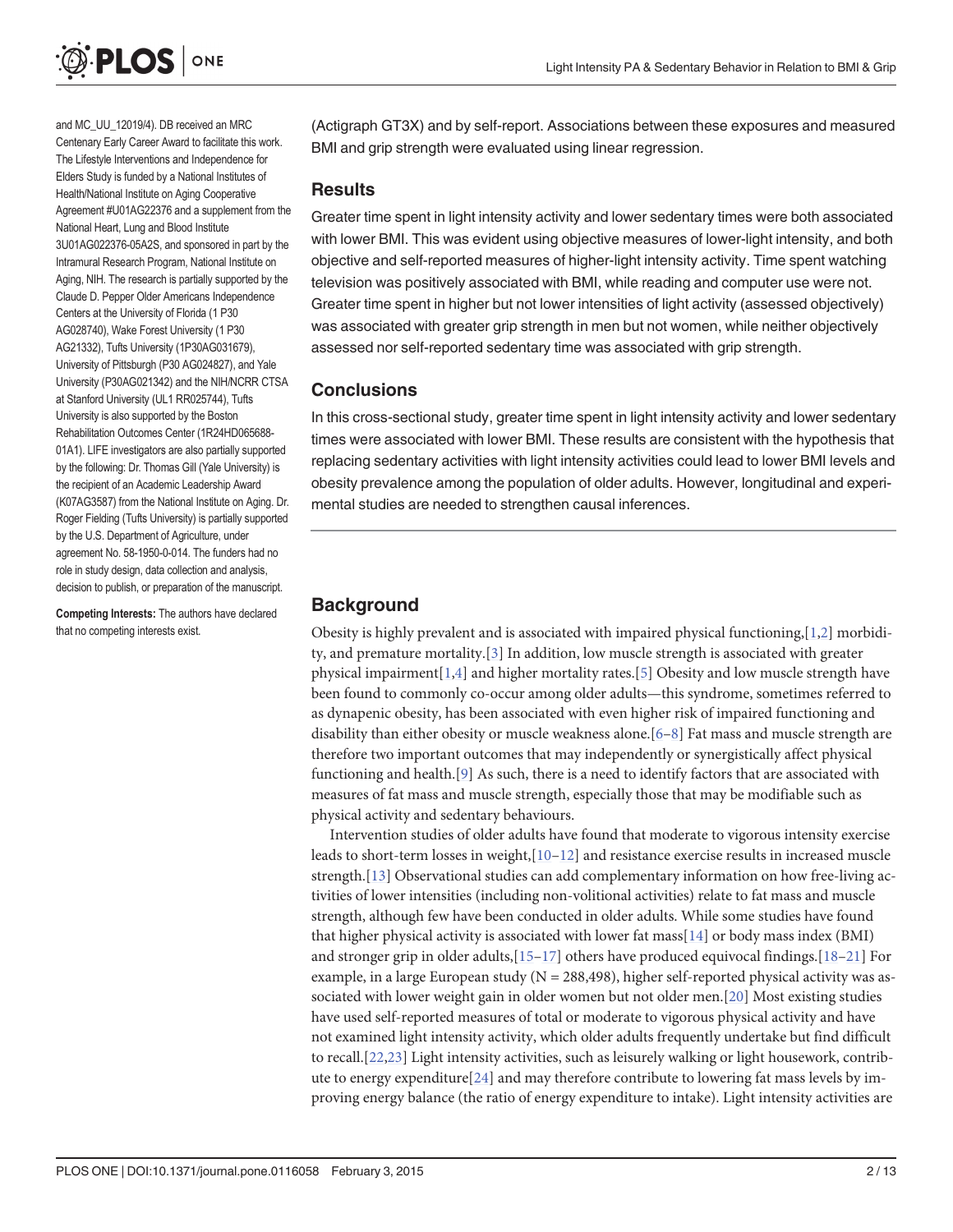and MC_UU_12019/4). DB received an MRC Centenary Early Career Award to facilitate this work. The Lifestyle Interventions and Independence for Elders Study is funded by a National Institutes of Health/National Institute on Aging Cooperative Agreement #U01AG22376 and a supplement from the National Heart, Lung and Blood Institute 3U01AG022376-05A2S, and sponsored in part by the Intramural Research Program, National Institute on Aging, NIH. The research is partially supported by the Claude D. Pepper Older Americans Independence Centers at the University of Florida (1 P30 AG028740), Wake Forest University (1 P30 AG21332), Tufts University (1P30AG031679), University of Pittsburgh (P30 AG024827), and Yale University (P30AG021342) and the NIH/NCRR CTSA at Stanford University (UL1 RR025744), Tufts University is also supported by the Boston Rehabilitation Outcomes Center (1R24HD065688-01A1). LIFE investigators are also partially supported by the following: Dr. Thomas Gill (Yale University) is the recipient of an Academic Leadership Award (K07AG3587) from the National Institute on Aging. Dr. Roger Fielding (Tufts University) is partially supported by the U.S. Department of Agriculture, under agreement No. 58-1950-0-014. The funders had no role in study design, data collection and analysis, decision to publish, or preparation of the manuscript.

**Competing Interests:** The authors have declared that no competing interests exist.

(Actigraph GT3X) and by self-report. Associations between these exposures and measured BMI and grip strength were evaluated using linear regression.

## Results

Greater time spent in light intensity activity and lower sedentary times were both associated with lower BMI. This was evident using objective measures of lower-light intensity, and both objective and self-reported measures of higher-light intensity activity. Time spent watching television was positively associated with BMI, while reading and computer use were not. Greater time spent in higher but not lower intensities of light activity (assessed objectively) was associated with greater grip strength in men but not women, while neither objectively assessed nor self-reported sedentary time was associated with grip strength.

## Conclusions

In this cross-sectional study, greater time spent in light intensity activity and lower sedentary times were associated with lower BMI. These results are consistent with the hypothesis that replacing sedentary activities with light intensity activities could lead to lower BMI levels and obesity prevalence among the population of older adults. However, longitudinal and experimental studies are needed to strengthen causal inferences.

## Background

Obesity is highly prevalent and is associated with impaired physical functioning,[1,2] morbidity, and premature mortality.[3] In addition, low muscle strength is associated with greater physical impairment[1,4] and higher mortality rates.[5] Obesity and low muscle strength have been found to commonly co-occur among older adults—this syndrome, sometimes referred to as dynapenic obesity, has been associated with even higher risk of impaired functioning and disability than either obesity or muscle weakness alone.[6–8] Fat mass and muscle strength are therefore two important outcomes that may independently or synergistically affect physical functioning and health.[9] As such, there is a need to identify factors that are associated with measures of fat mass and muscle strength, especially those that may be modifiable such as physical activity and sedentary behaviours.

Intervention studies of older adults have found that moderate to vigorous intensity exercise leads to short-term losses in weight,[10–12] and resistance exercise results in increased muscle strength.[13] Observational studies can add complementary information on how free-living activities of lower intensities (including non-volitional activities) relate to fat mass and muscle strength, although few have been conducted in older adults. While some studies have found that higher physical activity is associated with lower fat mass[14] or body mass index (BMI) and stronger grip in older adults,[15–17] others have produced equivocal findings.[18–21] For example, in a large European study (N = 288,498), higher self-reported physical activity was associated with lower weight gain in older women but not older men.[20] Most existing studies have used self-reported measures of total or moderate to vigorous physical activity and have not examined light intensity activity, which older adults frequently undertake but find difficult to recall.[22,23] Light intensity activities, such as leisurely walking or light housework, contribute to energy expenditure[24] and may therefore contribute to lowering fat mass levels by improving energy balance (the ratio of energy expenditure to intake). Light intensity activities are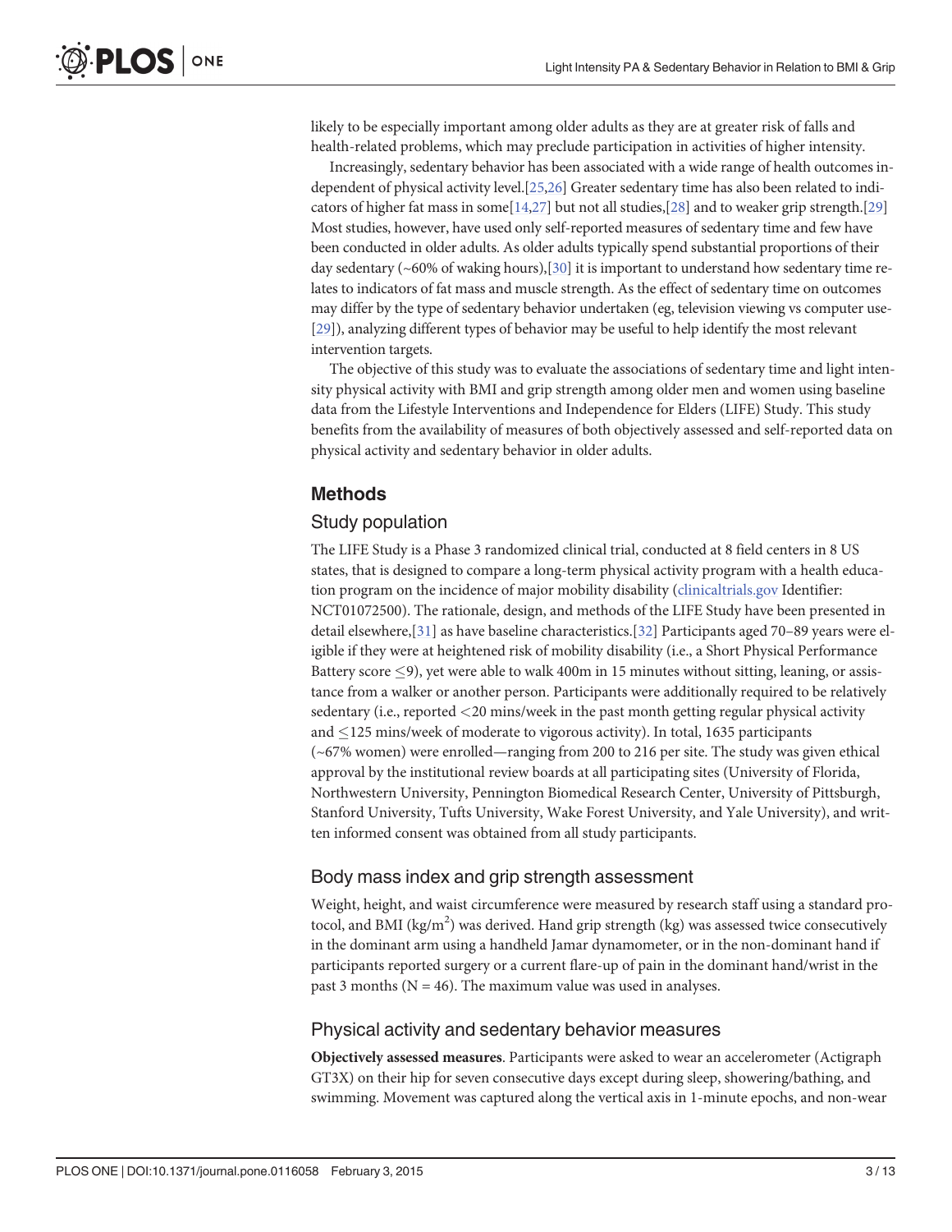likely to be especially important among older adults as they are at greater risk of falls and health-related problems, which may preclude participation in activities of higher intensity.

Increasingly, sedentary behavior has been associated with a wide range of health outcomes independent of physical activity level.[25,26] Greater sedentary time has also been related to indicators of higher fat mass in some[14,27] but not all studies,[28] and to weaker grip strength.[29] Most studies, however, have used only self-reported measures of sedentary time and few have been conducted in older adults. As older adults typically spend substantial proportions of their day sedentary (~60% of waking hours),[30] it is important to understand how sedentary time relates to indicators of fat mass and muscle strength. As the effect of sedentary time on outcomes may differ by the type of sedentary behavior undertaken (eg, television viewing vs computer use-[29]), analyzing different types of behavior may be useful to help identify the most relevant intervention targets.

The objective of this study was to evaluate the associations of sedentary time and light intensity physical activity with BMI and grip strength among older men and women using baseline data from the Lifestyle Interventions and Independence for Elders (LIFE) Study. This study benefits from the availability of measures of both objectively assessed and self-reported data on physical activity and sedentary behavior in older adults.

## Methods

### Study population

The LIFE Study is a Phase 3 randomized clinical trial, conducted at 8 field centers in 8 US states, that is designed to compare a long-term physical activity program with a health education program on the incidence of major mobility disability (clinicaltrials.gov Identifier: NCT01072500). The rationale, design, and methods of the LIFE Study have been presented in detail elsewhere,[31] as have baseline characteristics.[32] Participants aged 70–89 years were eligible if they were at heightened risk of mobility disability (i.e., a Short Physical Performance Battery score ≤9), yet were able to walk 400m in 15 minutes without sitting, leaning, or assistance from a walker or another person. Participants were additionally required to be relatively sedentary (i.e., reported <20 mins/week in the past month getting regular physical activity and ≤125 mins/week of moderate to vigorous activity). In total, 1635 participants (~67% women) were enrolled—ranging from 200 to 216 per site. The study was given ethical approval by the institutional review boards at all participating sites (University of Florida, Northwestern University, Pennington Biomedical Research Center, University of Pittsburgh, Stanford University, Tufts University, Wake Forest University, and Yale University), and written informed consent was obtained from all study participants.

### Body mass index and grip strength assessment

Weight, height, and waist circumference were measured by research staff using a standard protocol, and BMI (kg/m$^2$) was derived. Hand grip strength (kg) was assessed twice consecutively in the dominant arm using a handheld Jamar dynamometer, or in the non-dominant hand if participants reported surgery or a current flare-up of pain in the dominant hand/wrist in the past 3 months (N = 46). The maximum value was used in analyses.

### Physical activity and sedentary behavior measures

**Objectively assessed measures**. Participants were asked to wear an accelerometer (Actigraph GT3X) on their hip for seven consecutive days except during sleep, showering/bathing, and swimming. Movement was captured along the vertical axis in 1-minute epochs, and non-wear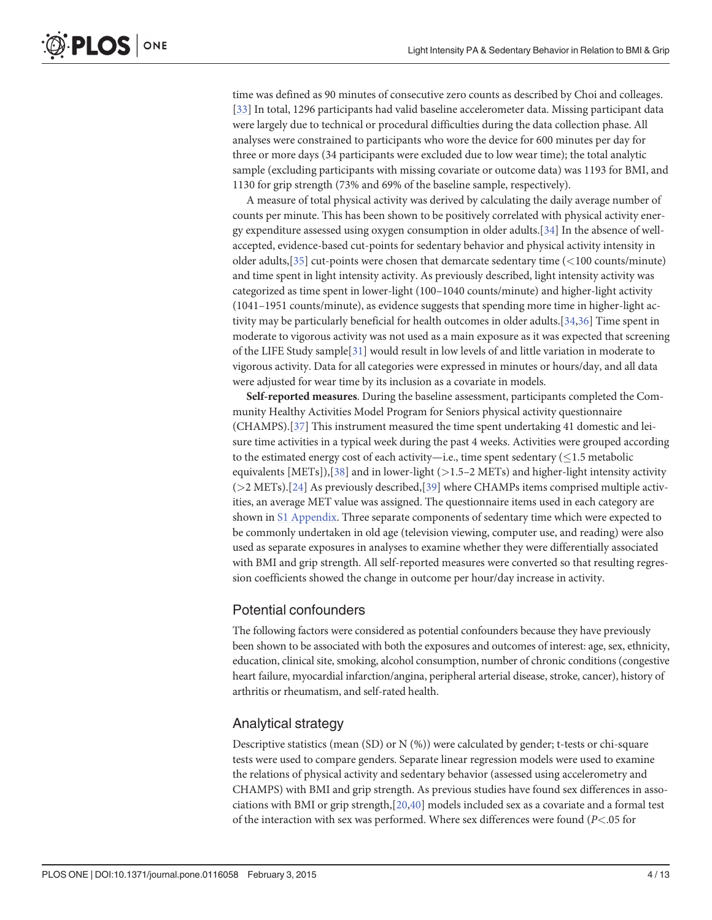time was defined as 90 minutes of consecutive zero counts as described by Choi and colleages.[33] In total, 1296 participants had valid baseline accelerometer data. Missing participant data were largely due to technical or procedural difficulties during the data collection phase. All analyses were constrained to participants who wore the device for 600 minutes per day for three or more days (34 participants were excluded due to low wear time); the total analytic sample (excluding participants with missing covariate or outcome data) was 1193 for BMI, and 1130 for grip strength (73% and 69% of the baseline sample, respectively).

A measure of total physical activity was derived by calculating the daily average number of counts per minute. This has been shown to be positively correlated with physical activity energy expenditure assessed using oxygen consumption in older adults.[34] In the absence of well-accepted, evidence-based cut-points for sedentary behavior and physical activity intensity in older adults,[35] cut-points were chosen that demarcate sedentary time (<100 counts/minute) and time spent in light intensity activity. As previously described, light intensity activity was categorized as time spent in lower-light (100–1040 counts/minute) and higher-light activity (1041–1951 counts/minute), as evidence suggests that spending more time in higher-light activity may be particularly beneficial for health outcomes in older adults.[34,36] Time spent in moderate to vigorous activity was not used as a main exposure as it was expected that screening of the LIFE Study sample[31] would result in low levels of and little variation in moderate to vigorous activity. Data for all categories were expressed in minutes or hours/day, and all data were adjusted for wear time by its inclusion as a covariate in models.

**Self-reported measures**. During the baseline assessment, participants completed the Community Healthy Activities Model Program for Seniors physical activity questionnaire (CHAMPS).[37] This instrument measured the time spent undertaking 41 domestic and leisure time activities in a typical week during the past 4 weeks. Activities were grouped according to the estimated energy cost of each activity—i.e., time spent sedentary ($\leq$1.5 metabolic equivalents [METs]),[38] and in lower-light (>1.5–2 METs) and higher-light intensity activity (>2 METs).[24] As previously described,[39] where CHAMPs items comprised multiple activities, an average MET value was assigned. The questionnaire items used in each category are shown in S1 Appendix. Three separate components of sedentary time which were expected to be commonly undertaken in old age (television viewing, computer use, and reading) were also used as separate exposures in analyses to examine whether they were differentially associated with BMI and grip strength. All self-reported measures were converted so that resulting regression coefficients showed the change in outcome per hour/day increase in activity.

## Potential confounders

The following factors were considered as potential confounders because they have previously been shown to be associated with both the exposures and outcomes of interest: age, sex, ethnicity, education, clinical site, smoking, alcohol consumption, number of chronic conditions (congestive heart failure, myocardial infarction/angina, peripheral arterial disease, stroke, cancer), history of arthritis or rheumatism, and self-rated health.

## Analytical strategy

Descriptive statistics (mean (SD) or N (%)) were calculated by gender; t-tests or chi-square tests were used to compare genders. Separate linear regression models were used to examine the relations of physical activity and sedentary behavior (assessed using accelerometry and CHAMPS) with BMI and grip strength. As previous studies have found sex differences in associations with BMI or grip strength,[20,40] models included sex as a covariate and a formal test of the interaction with sex was performed. Where sex differences were found ($P<.05$ for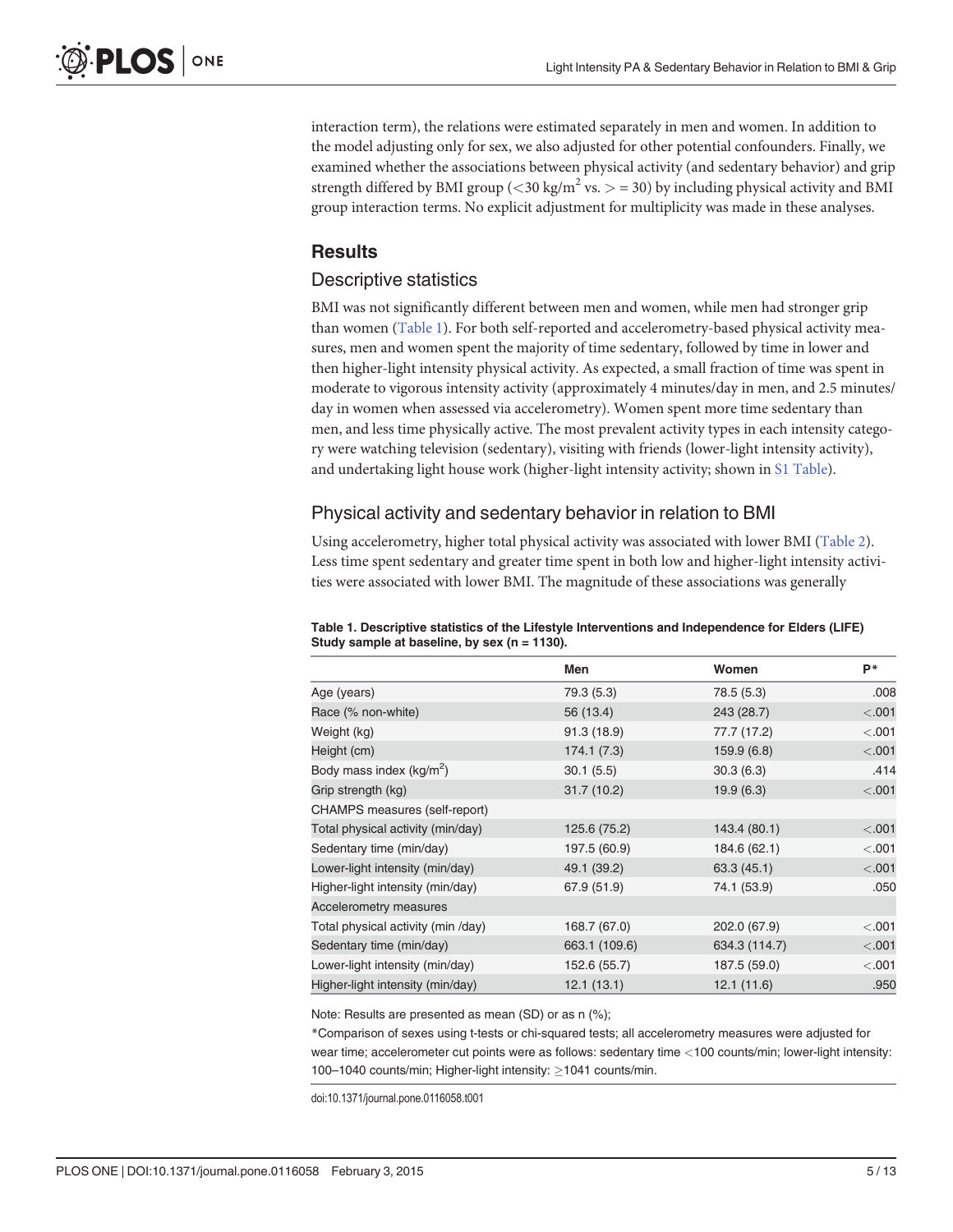interaction term), the relations were estimated separately in men and women. In addition to the model adjusting only for sex, we also adjusted for other potential confounders. Finally, we examined whether the associations between physical activity (and sedentary behavior) and grip strength differed by BMI group (<30 kg/m$^2$ vs. > = 30) by including physical activity and BMI group interaction terms. No explicit adjustment for multiplicity was made in these analyses.

## Results

### Descriptive statistics

BMI was not significantly different between men and women, while men had stronger grip than women (Table 1). For both self-reported and accelerometry-based physical activity measures, men and women spent the majority of time sedentary, followed by time in lower and then higher-light intensity physical activity. As expected, a small fraction of time was spent in moderate to vigorous intensity activity (approximately 4 minutes/day in men, and 2.5 minutes/day in women when assessed via accelerometry). Women spent more time sedentary than men, and less time physically active. The most prevalent activity types in each intensity category were watching television (sedentary), visiting with friends (lower-light intensity activity), and undertaking light house work (higher-light intensity activity; shown in S1 Table).

### Physical activity and sedentary behavior in relation to BMI

Using accelerometry, higher total physical activity was associated with lower BMI (Table 2). Less time spent sedentary and greater time spent in both low and higher-light intensity activities were associated with lower BMI. The magnitude of these associations was generally

**Table 1. Descriptive statistics of the Lifestyle Interventions and Independence for Elders (LIFE) Study sample at baseline, by sex (n = 1130).**

| | Men | Women | P* |
|---|---|---|---|
| Age (years) | 79.3 (5.3) | 78.5 (5.3) | .008 |
| Race (% non-white) | 56 (13.4) | 243 (28.7) | <.001 |
| Weight (kg) | 91.3 (18.9) | 77.7 (17.2) | <.001 |
| Height (cm) | 174.1 (7.3) | 159.9 (6.8) | <.001 |
| Body mass index (kg/m$^2$) | 30.1 (5.5) | 30.3 (6.3) | .414 |
| Grip strength (kg) | 31.7 (10.2) | 19.9 (6.3) | <.001 |
| CHAMPS measures (self-report) | | | |
| Total physical activity (min/day) | 125.6 (75.2) | 143.4 (80.1) | <.001 |
| Sedentary time (min/day) | 197.5 (60.9) | 184.6 (62.1) | <.001 |
| Lower-light intensity (min/day) | 49.1 (39.2) | 63.3 (45.1) | <.001 |
| Higher-light intensity (min/day) | 67.9 (51.9) | 74.1 (53.9) | .050 |
| Accelerometry measures | | | |
| Total physical activity (min /day) | 168.7 (67.0) | 202.0 (67.9) | <.001 |
| Sedentary time (min/day) | 663.1 (109.6) | 634.3 (114.7) | <.001 |
| Lower-light intensity (min/day) | 152.6 (55.7) | 187.5 (59.0) | <.001 |
| Higher-light intensity (min/day) | 12.1 (13.1) | 12.1 (11.6) | .950 |

Note: Results are presented as mean (SD) or as n (%);

*Comparison of sexes using t-tests or chi-squared tests; all accelerometry measures were adjusted for wear time; accelerometer cut points were as follows: sedentary time <100 counts/min; lower-light intensity: 100–1040 counts/min; Higher-light intensity: ≥1041 counts/min.

doi:10.1371/journal.pone.0116058.t001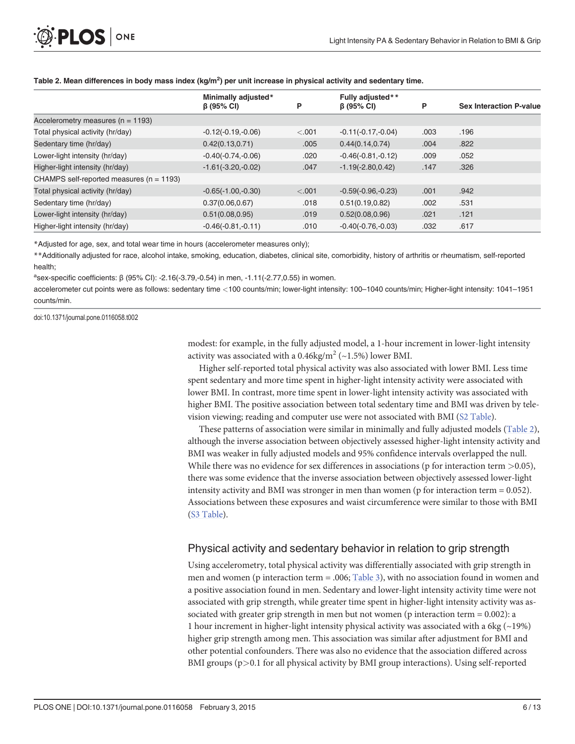**Table 2. Mean differences in body mass index (kg/m$^2$) per unit increase in physical activity and sedentary time.**

| | Minimally adjusted* β (95% CI) | P | Fully adjusted** β (95% CI) | P | Sex Interaction P-value |
|---|---|---|---|---|---|
| Accelerometry measures (n = 1193) | | | | | |
| Total physical activity (hr/day) | -0.12(-0.19,-0.06) | <.001 | -0.11(-0.17,-0.04) | .003 | .196 |
| Sedentary time (hr/day) | 0.42(0.13,0.71) | .005 | 0.44(0.14,0.74) | .004 | .822 |
| Lower-light intensity (hr/day) | -0.40(-0.74,-0.06) | .020 | -0.46(-0.81,-0.12) | .009 | .052 |
| Higher-light intensity (hr/day) | -1.61(-3.20,-0.02) | .047 | -1.19(-2.80,0.42) | .147 | .326 |
| CHAMPS self-reported measures (n = 1193) | | | | | |
| Total physical activity (hr/day) | -0.65(-1.00,-0.30) | <.001 | -0.59(-0.96,-0.23) | .001 | .942 |
| Sedentary time (hr/day) | 0.37(0.06,0.67) | .018 | 0.51(0.19,0.82) | .002 | .531 |
| Lower-light intensity (hr/day) | 0.51(0.08,0.95) | .019 | 0.52(0.08,0.96) | .021 | .121 |
| Higher-light intensity (hr/day) | -0.46(-0.81,-0.11) | .010 | -0.40(-0.76,-0.03) | .032 | .617 |

*Adjusted for age, sex, and total wear time in hours (accelerometer measures only);

**Additionally adjusted for race, alcohol intake, smoking, education, diabetes, clinical site, comorbidity, history of arthritis or rheumatism, self-reported health;

[a]sex-specific coefficients: β (95% CI): -2.16(-3.79,-0.54) in men, -1.11(-2.77,0.55) in women.

accelerometer cut points were as follows: sedentary time <100 counts/min; lower-light intensity: 100–1040 counts/min; Higher-light intensity: 1041–1951 counts/min.

doi:10.1371/journal.pone.0116058.t002

modest: for example, in the fully adjusted model, a 1-hour increment in lower-light intensity activity was associated with a 0.46kg/m$^2$ (~1.5%) lower BMI.

Higher self-reported total physical activity was also associated with lower BMI. Less time spent sedentary and more time spent in higher-light intensity activity were associated with lower BMI. In contrast, more time spent in lower-light intensity activity was associated with higher BMI. The positive association between total sedentary time and BMI was driven by television viewing; reading and computer use were not associated with BMI (S2 Table).

These patterns of association were similar in minimally and fully adjusted models (Table 2), although the inverse association between objectively assessed higher-light intensity activity and BMI was weaker in fully adjusted models and 95% confidence intervals overlapped the null. While there was no evidence for sex differences in associations (p for interaction term >0.05), there was some evidence that the inverse association between objectively assessed lower-light intensity activity and BMI was stronger in men than women (p for interaction term = 0.052). Associations between these exposures and waist circumference were similar to those with BMI (S3 Table).

## Physical activity and sedentary behavior in relation to grip strength

Using accelerometry, total physical activity was differentially associated with grip strength in men and women (p interaction term = .006; Table 3), with no association found in women and a positive association found in men. Sedentary and lower-light intensity activity time were not associated with grip strength, while greater time spent in higher-light intensity activity was associated with greater grip strength in men but not women (p interaction term = 0.002): a 1 hour increment in higher-light intensity physical activity was associated with a 6kg (~19%) higher grip strength among men. This association was similar after adjustment for BMI and other potential confounders. There was also no evidence that the association differed across BMI groups (p>0.1 for all physical activity by BMI group interactions). Using self-reported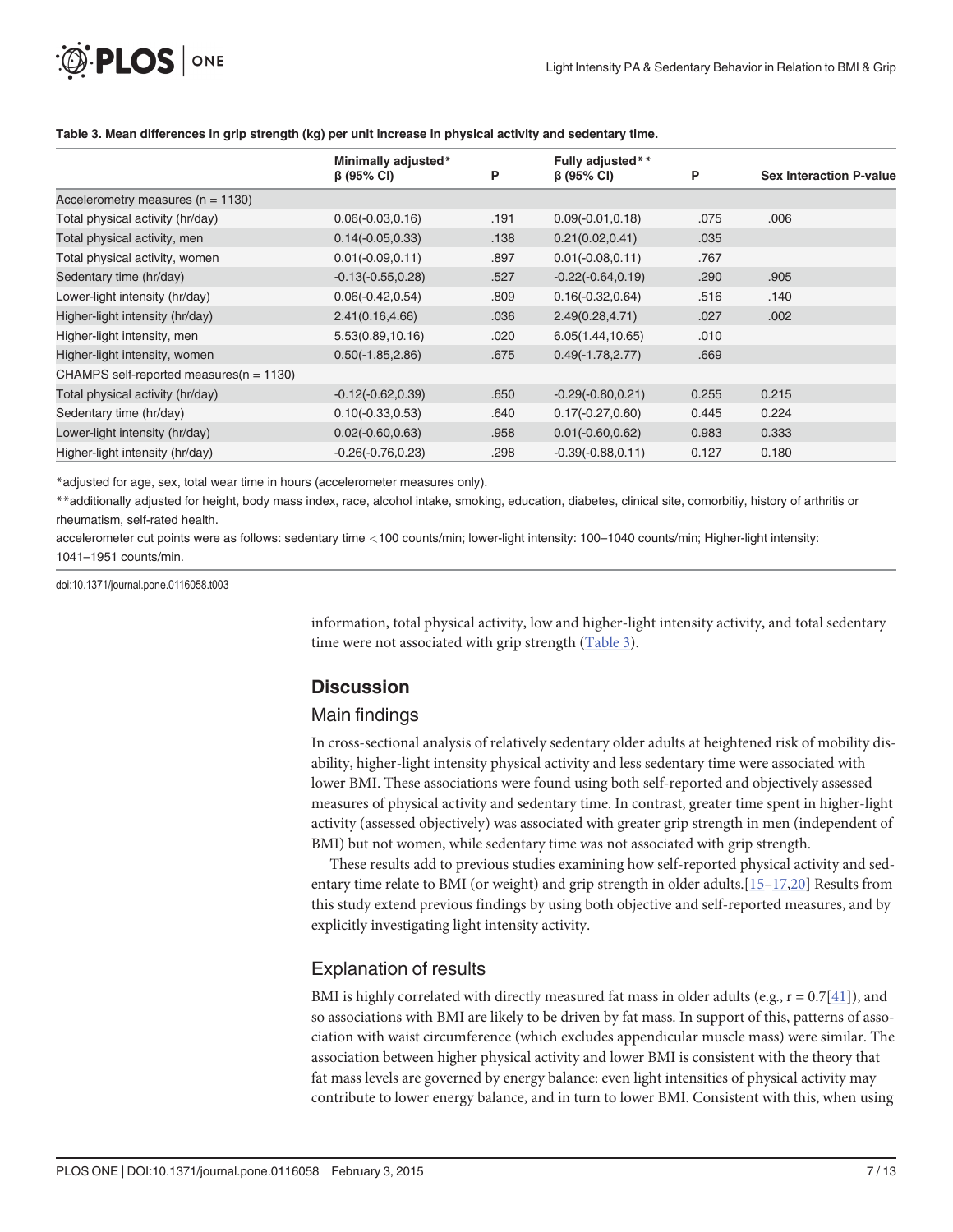**Table 3. Mean differences in grip strength (kg) per unit increase in physical activity and sedentary time.**

| | Minimally adjusted* β (95% CI) | P | Fully adjusted** β (95% CI) | P | Sex Interaction P-value |
|---|---|---|---|---|---|
| Accelerometry measures (n = 1130) | | | | | |
| Total physical activity (hr/day) | 0.06(-0.03,0.16) | .191 | 0.09(-0.01,0.18) | .075 | .006 |
| Total physical activity, men | 0.14(-0.05,0.33) | .138 | 0.21(0.02,0.41) | .035 | |
| Total physical activity, women | 0.01(-0.09,0.11) | .897 | 0.01(-0.08,0.11) | .767 | |
| Sedentary time (hr/day) | -0.13(-0.55,0.28) | .527 | -0.22(-0.64,0.19) | .290 | .905 |
| Lower-light intensity (hr/day) | 0.06(-0.42,0.54) | .809 | 0.16(-0.32,0.64) | .516 | .140 |
| Higher-light intensity (hr/day) | 2.41(0.16,4.66) | .036 | 2.49(0.28,4.71) | .027 | .002 |
| Higher-light intensity, men | 5.53(0.89,10.16) | .020 | 6.05(1.44,10.65) | .010 | |
| Higher-light intensity, women | 0.50(-1.85,2.86) | .675 | 0.49(-1.78,2.77) | .669 | |
| CHAMPS self-reported measures(n = 1130) | | | | | |
| Total physical activity (hr/day) | -0.12(-0.62,0.39) | .650 | -0.29(-0.80,0.21) | 0.255 | 0.215 |
| Sedentary time (hr/day) | 0.10(-0.33,0.53) | .640 | 0.17(-0.27,0.60) | 0.445 | 0.224 |
| Lower-light intensity (hr/day) | 0.02(-0.60,0.63) | .958 | 0.01(-0.60,0.62) | 0.983 | 0.333 |
| Higher-light intensity (hr/day) | -0.26(-0.76,0.23) | .298 | -0.39(-0.88,0.11) | 0.127 | 0.180 |

*adjusted for age, sex, total wear time in hours (accelerometer measures only).

**additionally adjusted for height, body mass index, race, alcohol intake, smoking, education, diabetes, clinical site, comorbitiy, history of arthritis or rheumatism, self-rated health.

accelerometer cut points were as follows: sedentary time <100 counts/min; lower-light intensity: 100–1040 counts/min; Higher-light intensity: 1041–1951 counts/min.

doi:10.1371/journal.pone.0116058.t003

information, total physical activity, low and higher-light intensity activity, and total sedentary time were not associated with grip strength (Table 3).

## Discussion

### Main findings

In cross-sectional analysis of relatively sedentary older adults at heightened risk of mobility disability, higher-light intensity physical activity and less sedentary time were associated with lower BMI. These associations were found using both self-reported and objectively assessed measures of physical activity and sedentary time. In contrast, greater time spent in higher-light activity (assessed objectively) was associated with greater grip strength in men (independent of BMI) but not women, while sedentary time was not associated with grip strength.

These results add to previous studies examining how self-reported physical activity and sedentary time relate to BMI (or weight) and grip strength in older adults.[15–17,20] Results from this study extend previous findings by using both objective and self-reported measures, and by explicitly investigating light intensity activity.

### Explanation of results

BMI is highly correlated with directly measured fat mass in older adults (e.g., $r = 0.7$[41]), and so associations with BMI are likely to be driven by fat mass. In support of this, patterns of association with waist circumference (which excludes appendicular muscle mass) were similar. The association between higher physical activity and lower BMI is consistent with the theory that fat mass levels are governed by energy balance: even light intensities of physical activity may contribute to lower energy balance, and in turn to lower BMI. Consistent with this, when using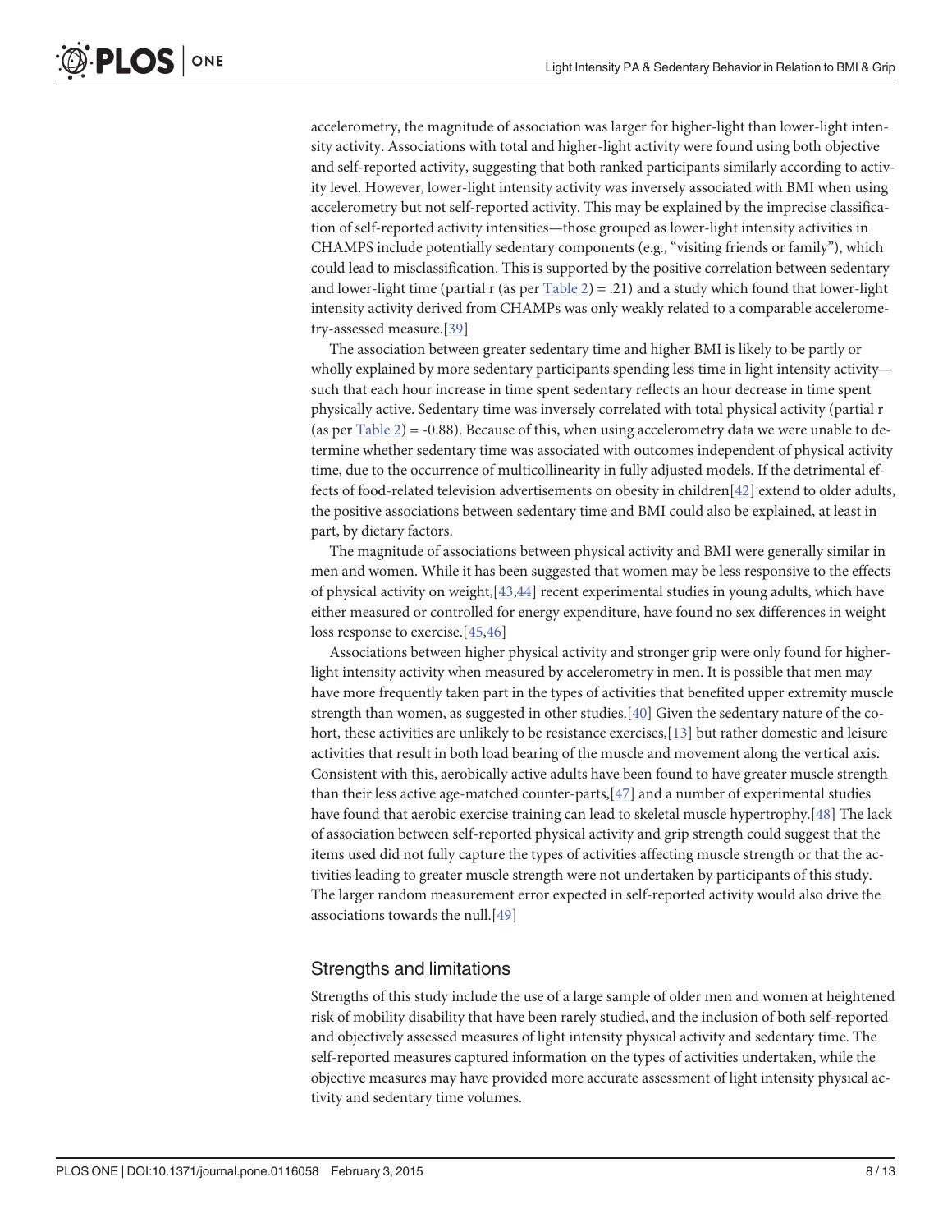accelerometry, the magnitude of association was larger for higher-light than lower-light intensity activity. Associations with total and higher-light activity were found using both objective and self-reported activity, suggesting that both ranked participants similarly according to activity level. However, lower-light intensity activity was inversely associated with BMI when using accelerometry but not self-reported activity. This may be explained by the imprecise classification of self-reported activity intensities—those grouped as lower-light intensity activities in CHAMPS include potentially sedentary components (e.g., "visiting friends or family"), which could lead to misclassification. This is supported by the positive correlation between sedentary and lower-light time (partial r (as per Table 2) = .21) and a study which found that lower-light intensity activity derived from CHAMPs was only weakly related to a comparable accelerometry-assessed measure.[39]

The association between greater sedentary time and higher BMI is likely to be partly or wholly explained by more sedentary participants spending less time in light intensity activity—such that each hour increase in time spent sedentary reflects an hour decrease in time spent physically active. Sedentary time was inversely correlated with total physical activity (partial r (as per Table 2) = -0.88). Because of this, when using accelerometry data we were unable to determine whether sedentary time was associated with outcomes independent of physical activity time, due to the occurrence of multicollinearity in fully adjusted models. If the detrimental effects of food-related television advertisements on obesity in children[42] extend to older adults, the positive associations between sedentary time and BMI could also be explained, at least in part, by dietary factors.

The magnitude of associations between physical activity and BMI were generally similar in men and women. While it has been suggested that women may be less responsive to the effects of physical activity on weight,[43,44] recent experimental studies in young adults, which have either measured or controlled for energy expenditure, have found no sex differences in weight loss response to exercise.[45,46]

Associations between higher physical activity and stronger grip were only found for higher-light intensity activity when measured by accelerometry in men. It is possible that men may have more frequently taken part in the types of activities that benefited upper extremity muscle strength than women, as suggested in other studies.[40] Given the sedentary nature of the cohort, these activities are unlikely to be resistance exercises,[13] but rather domestic and leisure activities that result in both load bearing of the muscle and movement along the vertical axis. Consistent with this, aerobically active adults have been found to have greater muscle strength than their less active age-matched counter-parts,[47] and a number of experimental studies have found that aerobic exercise training can lead to skeletal muscle hypertrophy.[48] The lack of association between self-reported physical activity and grip strength could suggest that the items used did not fully capture the types of activities affecting muscle strength or that the activities leading to greater muscle strength were not undertaken by participants of this study. The larger random measurement error expected in self-reported activity would also drive the associations towards the null.[49]

## Strengths and limitations

Strengths of this study include the use of a large sample of older men and women at heightened risk of mobility disability that have been rarely studied, and the inclusion of both self-reported and objectively assessed measures of light intensity physical activity and sedentary time. The self-reported measures captured information on the types of activities undertaken, while the objective measures may have provided more accurate assessment of light intensity physical activity and sedentary time volumes.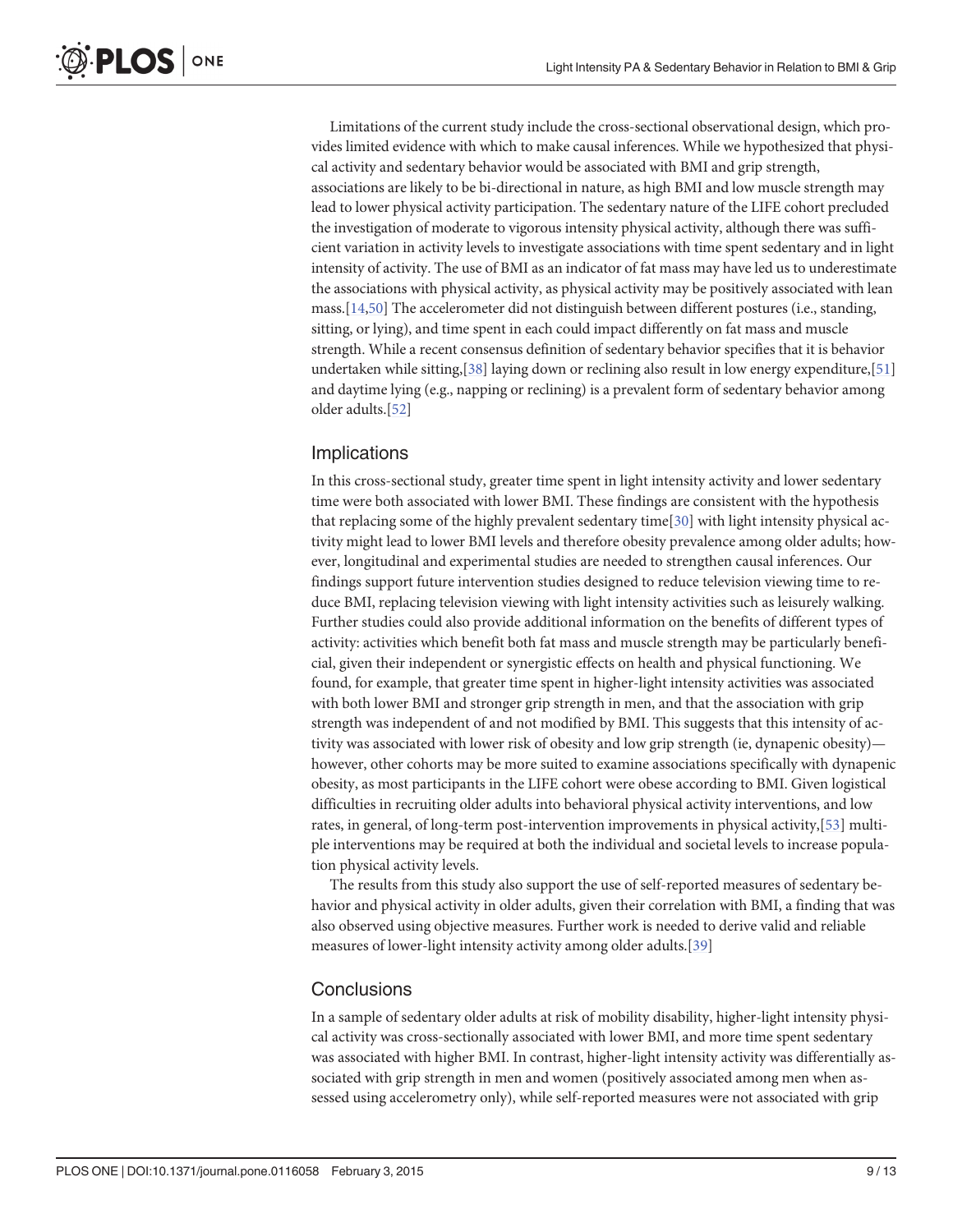Limitations of the current study include the cross-sectional observational design, which provides limited evidence with which to make causal inferences. While we hypothesized that physical activity and sedentary behavior would be associated with BMI and grip strength, associations are likely to be bi-directional in nature, as high BMI and low muscle strength may lead to lower physical activity participation. The sedentary nature of the LIFE cohort precluded the investigation of moderate to vigorous intensity physical activity, although there was sufficient variation in activity levels to investigate associations with time spent sedentary and in light intensity of activity. The use of BMI as an indicator of fat mass may have led us to underestimate the associations with physical activity, as physical activity may be positively associated with lean mass.[14,50] The accelerometer did not distinguish between different postures (i.e., standing, sitting, or lying), and time spent in each could impact differently on fat mass and muscle strength. While a recent consensus definition of sedentary behavior specifies that it is behavior undertaken while sitting,[38] laying down or reclining also result in low energy expenditure,[51] and daytime lying (e.g., napping or reclining) is a prevalent form of sedentary behavior among older adults.[52]

## Implications

In this cross-sectional study, greater time spent in light intensity activity and lower sedentary time were both associated with lower BMI. These findings are consistent with the hypothesis that replacing some of the highly prevalent sedentary time[30] with light intensity physical activity might lead to lower BMI levels and therefore obesity prevalence among older adults; however, longitudinal and experimental studies are needed to strengthen causal inferences. Our findings support future intervention studies designed to reduce television viewing time to reduce BMI, replacing television viewing with light intensity activities such as leisurely walking. Further studies could also provide additional information on the benefits of different types of activity: activities which benefit both fat mass and muscle strength may be particularly beneficial, given their independent or synergistic effects on health and physical functioning. We found, for example, that greater time spent in higher-light intensity activities was associated with both lower BMI and stronger grip strength in men, and that the association with grip strength was independent of and not modified by BMI. This suggests that this intensity of activity was associated with lower risk of obesity and low grip strength (ie, dynapenic obesity)—however, other cohorts may be more suited to examine associations specifically with dynapenic obesity, as most participants in the LIFE cohort were obese according to BMI. Given logistical difficulties in recruiting older adults into behavioral physical activity interventions, and low rates, in general, of long-term post-intervention improvements in physical activity,[53] multiple interventions may be required at both the individual and societal levels to increase population physical activity levels.

The results from this study also support the use of self-reported measures of sedentary behavior and physical activity in older adults, given their correlation with BMI, a finding that was also observed using objective measures. Further work is needed to derive valid and reliable measures of lower-light intensity activity among older adults.[39]

## Conclusions

In a sample of sedentary older adults at risk of mobility disability, higher-light intensity physical activity was cross-sectionally associated with lower BMI, and more time spent sedentary was associated with higher BMI. In contrast, higher-light intensity activity was differentially associated with grip strength in men and women (positively associated among men when assessed using accelerometry only), while self-reported measures were not associated with grip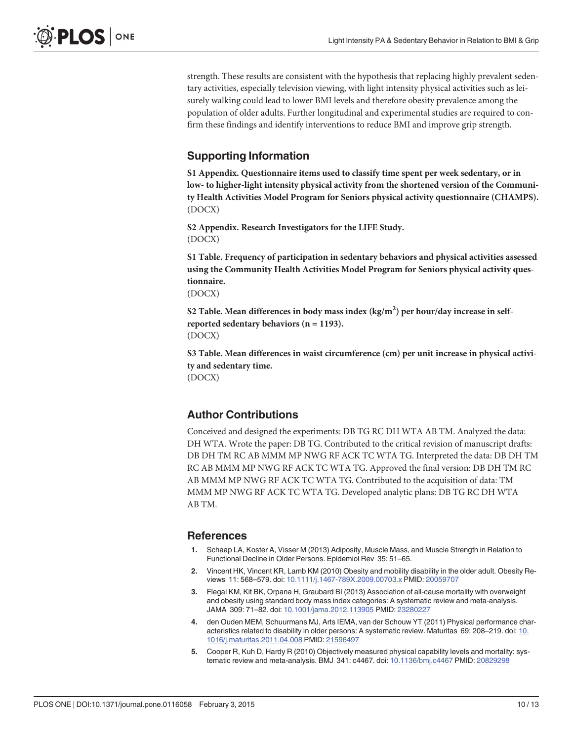strength. These results are consistent with the hypothesis that replacing highly prevalent sedentary activities, especially television viewing, with light intensity physical activities such as leisurely walking could lead to lower BMI levels and therefore obesity prevalence among the population of older adults. Further longitudinal and experimental studies are required to confirm these findings and identify interventions to reduce BMI and improve grip strength.

## Supporting Information

**S1 Appendix. Questionnaire items used to classify time spent per week sedentary, or in low- to higher-light intensity physical activity from the shortened version of the Community Health Activities Model Program for Seniors physical activity questionnaire (CHAMPS).**
(DOCX)

**S2 Appendix. Research Investigators for the LIFE Study.**
(DOCX)

**S1 Table. Frequency of participation in sedentary behaviors and physical activities assessed using the Community Health Activities Model Program for Seniors physical activity questionnaire.**
(DOCX)

**S2 Table. Mean differences in body mass index (kg/m$^2$) per hour/day increase in self-reported sedentary behaviors (n = 1193).**
(DOCX)

**S3 Table. Mean differences in waist circumference (cm) per unit increase in physical activity and sedentary time.**
(DOCX)

## Author Contributions

Conceived and designed the experiments: DB TG RC DH WTA AB TM. Analyzed the data: DH WTA. Wrote the paper: DB TG. Contributed to the critical revision of manuscript drafts: DB DH TM RC AB MMM MP NWG RF ACK TC WTA TG. Interpreted the data: DB DH TM RC AB MMM MP NWG RF ACK TC WTA TG. Approved the final version: DB DH TM RC AB MMM MP NWG RF ACK TC WTA TG. Contributed to the acquisition of data: TM MMM MP NWG RF ACK TC WTA TG. Developed analytic plans: DB TG RC DH WTA AB TM.

## References

1. Schaap LA, Koster A, Visser M (2013) Adiposity, Muscle Mass, and Muscle Strength in Relation to Functional Decline in Older Persons. Epidemiol Rev 35: 51–65.
2. Vincent HK, Vincent KR, Lamb KM (2010) Obesity and mobility disability in the older adult. Obesity Reviews 11: 568–579. doi: 10.1111/j.1467-789X.2009.00703.x PMID: 20059707
3. Flegal KM, Kit BK, Orpana H, Graubard BI (2013) Association of all-cause mortality with overweight and obesity using standard body mass index categories: A systematic review and meta-analysis. JAMA 309: 71–82. doi: 10.1001/jama.2012.113905 PMID: 23280227
4. den Ouden MEM, Schuurmans MJ, Arts IEMA, van der Schouw YT (2011) Physical performance characteristics related to disability in older persons: A systematic review. Maturitas 69: 208–219. doi: 10.1016/j.maturitas.2011.04.008 PMID: 21596497
5. Cooper R, Kuh D, Hardy R (2010) Objectively measured physical capability levels and mortality: systematic review and meta-analysis. BMJ 341: c4467. doi: 10.1136/bmj.c4467 PMID: 20829298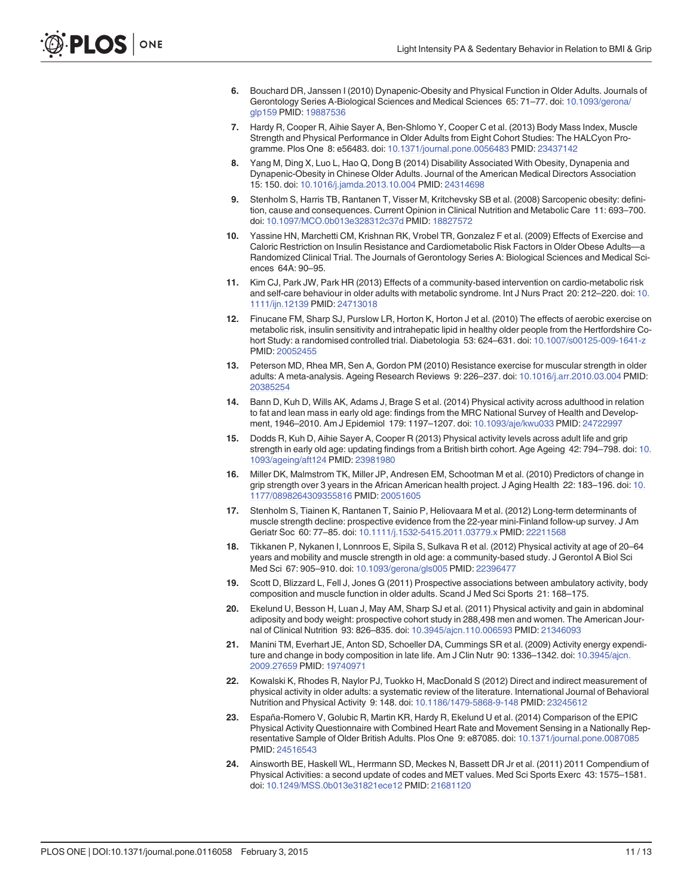6. Bouchard DR, Janssen I (2010) Dynapenic-Obesity and Physical Function in Older Adults. Journals of Gerontology Series A-Biological Sciences and Medical Sciences 65: 71–77. doi: 10.1093/gerona/glp159 PMID: 19887536
7. Hardy R, Cooper R, Aihie Sayer A, Ben-Shlomo Y, Cooper C et al. (2013) Body Mass Index, Muscle Strength and Physical Performance in Older Adults from Eight Cohort Studies: The HALCyon Programme. Plos One 8: e56483. doi: 10.1371/journal.pone.0056483 PMID: 23437142
8. Yang M, Ding X, Luo L, Hao Q, Dong B (2014) Disability Associated With Obesity, Dynapenia and Dynapenic-Obesity in Chinese Older Adults. Journal of the American Medical Directors Association 15: 150. doi: 10.1016/j.jamda.2013.10.004 PMID: 24314698
9. Stenholm S, Harris TB, Rantanen T, Visser M, Kritchevsky SB et al. (2008) Sarcopenic obesity: definition, cause and consequences. Current Opinion in Clinical Nutrition and Metabolic Care 11: 693–700. doi: 10.1097/MCO.0b013e328312c37d PMID: 18827572
10. Yassine HN, Marchetti CM, Krishnan RK, Vrobel TR, Gonzalez F et al. (2009) Effects of Exercise and Caloric Restriction on Insulin Resistance and Cardiometabolic Risk Factors in Older Obese Adults—a Randomized Clinical Trial. The Journals of Gerontology Series A: Biological Sciences and Medical Sciences 64A: 90–95.
11. Kim CJ, Park JW, Park HR (2013) Effects of a community-based intervention on cardio-metabolic risk and self-care behaviour in older adults with metabolic syndrome. Int J Nurs Pract 20: 212–220. doi: 10.1111/ijn.12139 PMID: 24713018
12. Finucane FM, Sharp SJ, Purslow LR, Horton K, Horton J et al. (2010) The effects of aerobic exercise on metabolic risk, insulin sensitivity and intrahepatic lipid in healthy older people from the Hertfordshire Cohort Study: a randomised controlled trial. Diabetologia 53: 624–631. doi: 10.1007/s00125-009-1641-z PMID: 20052455
13. Peterson MD, Rhea MR, Sen A, Gordon PM (2010) Resistance exercise for muscular strength in older adults: A meta-analysis. Ageing Research Reviews 9: 226–237. doi: 10.1016/j.arr.2010.03.004 PMID: 20385254
14. Bann D, Kuh D, Wills AK, Adams J, Brage S et al. (2014) Physical activity across adulthood in relation to fat and lean mass in early old age: findings from the MRC National Survey of Health and Development, 1946–2010. Am J Epidemiol 179: 1197–1207. doi: 10.1093/aje/kwu033 PMID: 24722997
15. Dodds R, Kuh D, Aihie Sayer A, Cooper R (2013) Physical activity levels across adult life and grip strength in early old age: updating findings from a British birth cohort. Age Ageing 42: 794–798. doi: 10.1093/ageing/aft124 PMID: 23981980
16. Miller DK, Malmstrom TK, Miller JP, Andresen EM, Schootman M et al. (2010) Predictors of change in grip strength over 3 years in the African American health project. J Aging Health 22: 183–196. doi: 10.1177/0898264309355816 PMID: 20051605
17. Stenholm S, Tiainen K, Rantanen T, Sainio P, Heliovaara M et al. (2012) Long-term determinants of muscle strength decline: prospective evidence from the 22-year mini-Finland follow-up survey. J Am Geriatr Soc 60: 77–85. doi: 10.1111/j.1532-5415.2011.03779.x PMID: 22211568
18. Tikkanen P, Nykanen I, Lonnroos E, Sipila S, Sulkava R et al. (2012) Physical activity at age of 20–64 years and mobility and muscle strength in old age: a community-based study. J Gerontol A Biol Sci Med Sci 67: 905–910. doi: 10.1093/gerona/gls005 PMID: 22396477
19. Scott D, Blizzard L, Fell J, Jones G (2011) Prospective associations between ambulatory activity, body composition and muscle function in older adults. Scand J Med Sci Sports 21: 168–175.
20. Ekelund U, Besson H, Luan J, May AM, Sharp SJ et al. (2011) Physical activity and gain in abdominal adiposity and body weight: prospective cohort study in 288,498 men and women. The American Journal of Clinical Nutrition 93: 826–835. doi: 10.3945/ajcn.110.006593 PMID: 21346093
21. Manini TM, Everhart JE, Anton SD, Schoeller DA, Cummings SR et al. (2009) Activity energy expenditure and change in body composition in late life. Am J Clin Nutr 90: 1336–1342. doi: 10.3945/ajcn.2009.27659 PMID: 19740971
22. Kowalski K, Rhodes R, Naylor PJ, Tuokko H, MacDonald S (2012) Direct and indirect measurement of physical activity in older adults: a systematic review of the literature. International Journal of Behavioral Nutrition and Physical Activity 9: 148. doi: 10.1186/1479-5868-9-148 PMID: 23245612
23. España-Romero V, Golubic R, Martin KR, Hardy R, Ekelund U et al. (2014) Comparison of the EPIC Physical Activity Questionnaire with Combined Heart Rate and Movement Sensing in a Nationally Representative Sample of Older British Adults. Plos One 9: e87085. doi: 10.1371/journal.pone.0087085 PMID: 24516543
24. Ainsworth BE, Haskell WL, Herrmann SD, Meckes N, Bassett DR Jr et al. (2011) 2011 Compendium of Physical Activities: a second update of codes and MET values. Med Sci Sports Exerc 43: 1575–1581. doi: 10.1249/MSS.0b013e31821ece12 PMID: 21681120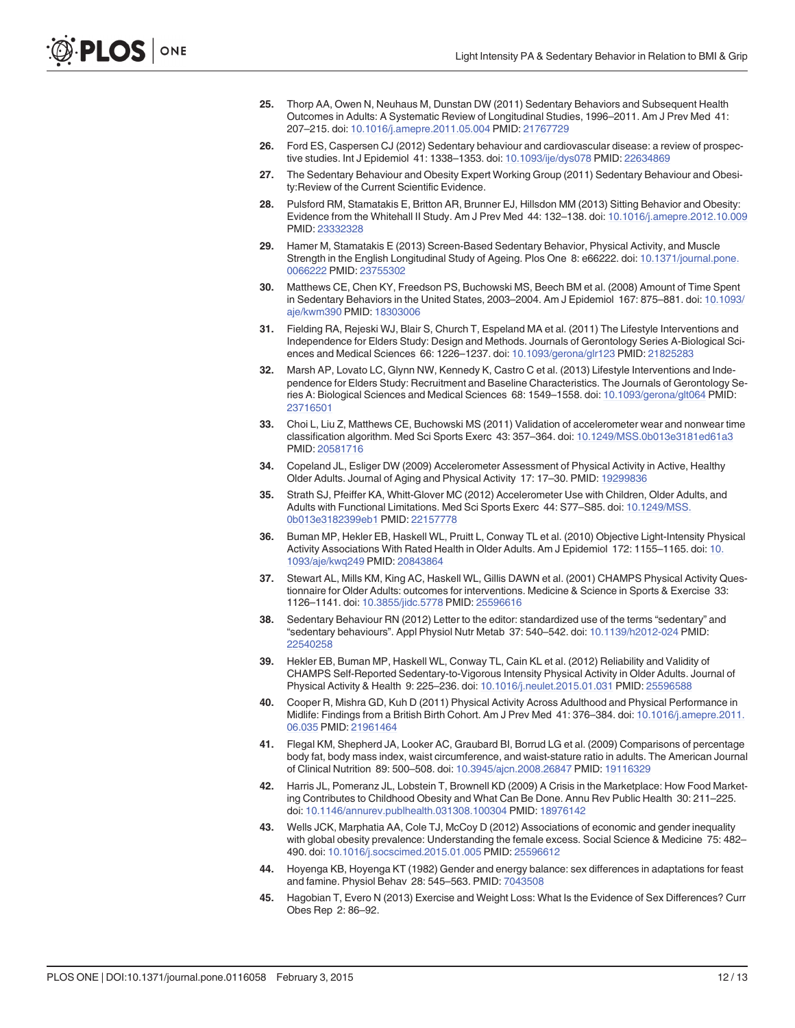25. Thorp AA, Owen N, Neuhaus M, Dunstan DW (2011) Sedentary Behaviors and Subsequent Health Outcomes in Adults: A Systematic Review of Longitudinal Studies, 1996–2011. Am J Prev Med 41: 207–215. doi: 10.1016/j.amepre.2011.05.004 PMID: 21767729

26. Ford ES, Caspersen CJ (2012) Sedentary behaviour and cardiovascular disease: a review of prospective studies. Int J Epidemiol 41: 1338–1353. doi: 10.1093/ije/dys078 PMID: 22634869

27. The Sedentary Behaviour and Obesity Expert Working Group (2011) Sedentary Behaviour and Obesity:Review of the Current Scientific Evidence.

28. Pulsford RM, Stamatakis E, Britton AR, Brunner EJ, Hillsdon MM (2013) Sitting Behavior and Obesity: Evidence from the Whitehall II Study. Am J Prev Med 44: 132–138. doi: 10.1016/j.amepre.2012.10.009 PMID: 23332328

29. Hamer M, Stamatakis E (2013) Screen-Based Sedentary Behavior, Physical Activity, and Muscle Strength in the English Longitudinal Study of Ageing. Plos One 8: e66222. doi: 10.1371/journal.pone.0066222 PMID: 23755302

30. Matthews CE, Chen KY, Freedson PS, Buchowski MS, Beech BM et al. (2008) Amount of Time Spent in Sedentary Behaviors in the United States, 2003–2004. Am J Epidemiol 167: 875–881. doi: 10.1093/aje/kwm390 PMID: 18303006

31. Fielding RA, Rejeski WJ, Blair S, Church T, Espeland MA et al. (2011) The Lifestyle Interventions and Independence for Elders Study: Design and Methods. Journals of Gerontology Series A-Biological Sciences and Medical Sciences 66: 1226–1237. doi: 10.1093/gerona/glr123 PMID: 21825283

32. Marsh AP, Lovato LC, Glynn NW, Kennedy K, Castro C et al. (2013) Lifestyle Interventions and Independence for Elders Study: Recruitment and Baseline Characteristics. The Journals of Gerontology Series A: Biological Sciences and Medical Sciences 68: 1549–1558. doi: 10.1093/gerona/glt064 PMID: 23716501

33. Choi L, Liu Z, Matthews CE, Buchowski MS (2011) Validation of accelerometer wear and nonwear time classification algorithm. Med Sci Sports Exerc 43: 357–364. doi: 10.1249/MSS.0b013e3181ed61a3 PMID: 20581716

34. Copeland JL, Esliger DW (2009) Accelerometer Assessment of Physical Activity in Active, Healthy Older Adults. Journal of Aging and Physical Activity 17: 17–30. PMID: 19299836

35. Strath SJ, Pfeiffer KA, Whitt-Glover MC (2012) Accelerometer Use with Children, Older Adults, and Adults with Functional Limitations. Med Sci Sports Exerc 44: S77–S85. doi: 10.1249/MSS.0b013e3182399eb1 PMID: 22157778

36. Buman MP, Hekler EB, Haskell WL, Pruitt L, Conway TL et al. (2010) Objective Light-Intensity Physical Activity Associations With Rated Health in Older Adults. Am J Epidemiol 172: 1155–1165. doi: 10.1093/aje/kwq249 PMID: 20843864

37. Stewart AL, Mills KM, King AC, Haskell WL, Gillis DAWN et al. (2001) CHAMPS Physical Activity Questionnaire for Older Adults: outcomes for interventions. Medicine & Science in Sports & Exercise 33: 1126–1141. doi: 10.3855/jidc.5778 PMID: 25596616

38. Sedentary Behaviour RN (2012) Letter to the editor: standardized use of the terms "sedentary" and "sedentary behaviours". Appl Physiol Nutr Metab 37: 540–542. doi: 10.1139/h2012-024 PMID: 22540258

39. Hekler EB, Buman MP, Haskell WL, Conway TL, Cain KL et al. (2012) Reliability and Validity of CHAMPS Self-Reported Sedentary-to-Vigorous Intensity Physical Activity in Older Adults. Journal of Physical Activity & Health 9: 225–236. doi: 10.1016/j.neulet.2015.01.031 PMID: 25596588

40. Cooper R, Mishra GD, Kuh D (2011) Physical Activity Across Adulthood and Physical Performance in Midlife: Findings from a British Birth Cohort. Am J Prev Med 41: 376–384. doi: 10.1016/j.amepre.2011.06.035 PMID: 21961464

41. Flegal KM, Shepherd JA, Looker AC, Graubard BI, Borrud LG et al. (2009) Comparisons of percentage body fat, body mass index, waist circumference, and waist-stature ratio in adults. The American Journal of Clinical Nutrition 89: 500–508. doi: 10.3945/ajcn.2008.26847 PMID: 19116329

42. Harris JL, Pomeranz JL, Lobstein T, Brownell KD (2009) A Crisis in the Marketplace: How Food Marketing Contributes to Childhood Obesity and What Can Be Done. Annu Rev Public Health 30: 211–225. doi: 10.1146/annurev.publhealth.031308.100304 PMID: 18976142

43. Wells JCK, Marphatia AA, Cole TJ, McCoy D (2012) Associations of economic and gender inequality with global obesity prevalence: Understanding the female excess. Social Science & Medicine 75: 482–490. doi: 10.1016/j.socscimed.2015.01.005 PMID: 25596612

44. Hoyenga KB, Hoyenga KT (1982) Gender and energy balance: sex differences in adaptations for feast and famine. Physiol Behav 28: 545–563. PMID: 7043508

45. Hagobian T, Evero N (2013) Exercise and Weight Loss: What Is the Evidence of Sex Differences? Curr Obes Rep 2: 86–92.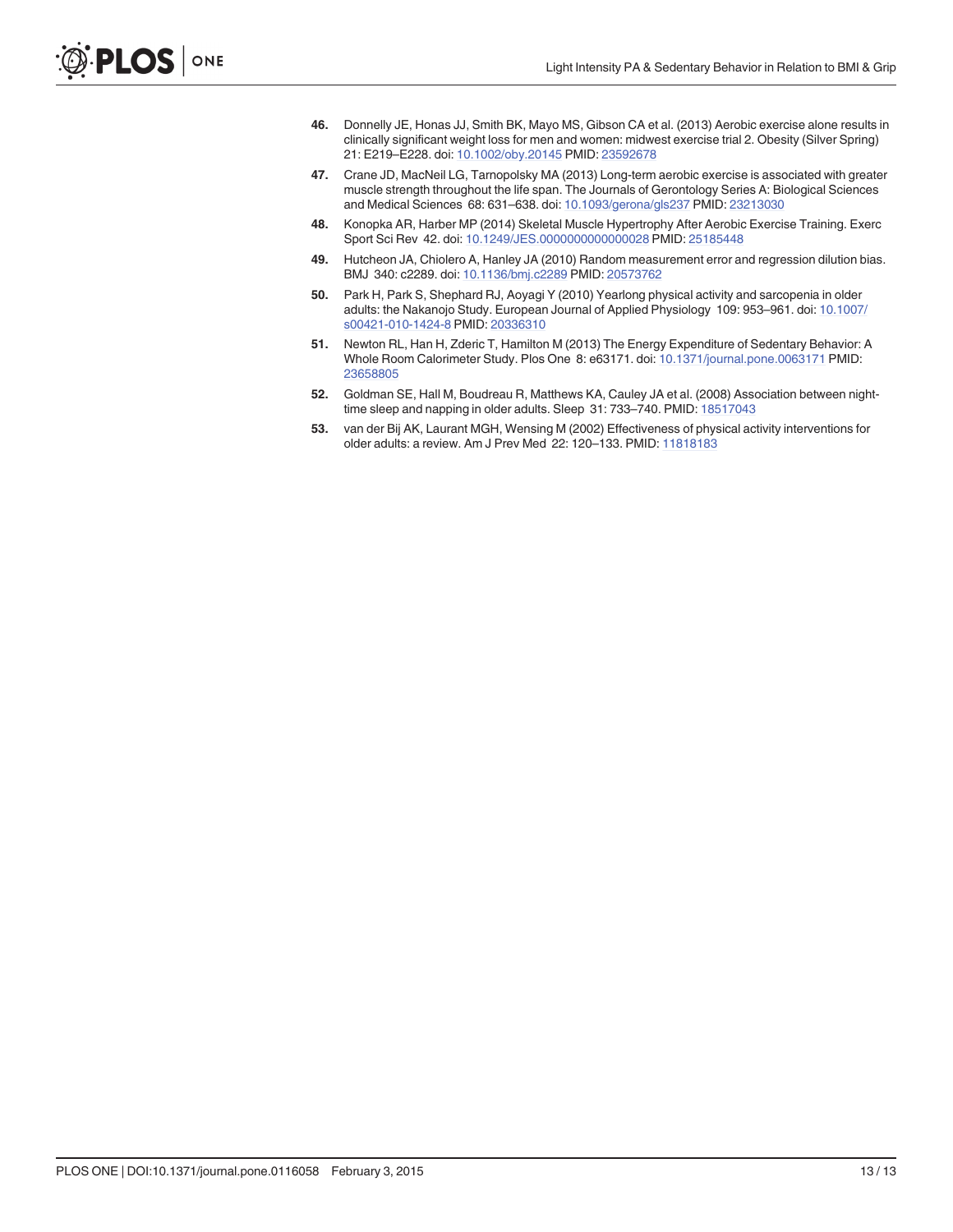46. Donnelly JE, Honas JJ, Smith BK, Mayo MS, Gibson CA et al. (2013) Aerobic exercise alone results in clinically significant weight loss for men and women: midwest exercise trial 2. Obesity (Silver Spring) 21: E219–E228. doi: 10.1002/oby.20145 PMID: 23592678

47. Crane JD, MacNeil LG, Tarnopolsky MA (2013) Long-term aerobic exercise is associated with greater muscle strength throughout the life span. The Journals of Gerontology Series A: Biological Sciences and Medical Sciences 68: 631–638. doi: 10.1093/gerona/gls237 PMID: 23213030

48. Konopka AR, Harber MP (2014) Skeletal Muscle Hypertrophy After Aerobic Exercise Training. Exerc Sport Sci Rev 42. doi: 10.1249/JES.0000000000000028 PMID: 25185448

49. Hutcheon JA, Chiolero A, Hanley JA (2010) Random measurement error and regression dilution bias. BMJ 340: c2289. doi: 10.1136/bmj.c2289 PMID: 20573762

50. Park H, Park S, Shephard RJ, Aoyagi Y (2010) Yearlong physical activity and sarcopenia in older adults: the Nakanojo Study. European Journal of Applied Physiology 109: 953–961. doi: 10.1007/s00421-010-1424-8 PMID: 20336310

51. Newton RL, Han H, Zderic T, Hamilton M (2013) The Energy Expenditure of Sedentary Behavior: A Whole Room Calorimeter Study. Plos One 8: e63171. doi: 10.1371/journal.pone.0063171 PMID: 23658805

52. Goldman SE, Hall M, Boudreau R, Matthews KA, Cauley JA et al. (2008) Association between nighttime sleep and napping in older adults. Sleep 31: 733–740. PMID: 18517043

53. van der Bij AK, Laurant MGH, Wensing M (2002) Effectiveness of physical activity interventions for older adults: a review. Am J Prev Med 22: 120–133. PMID: 11818183